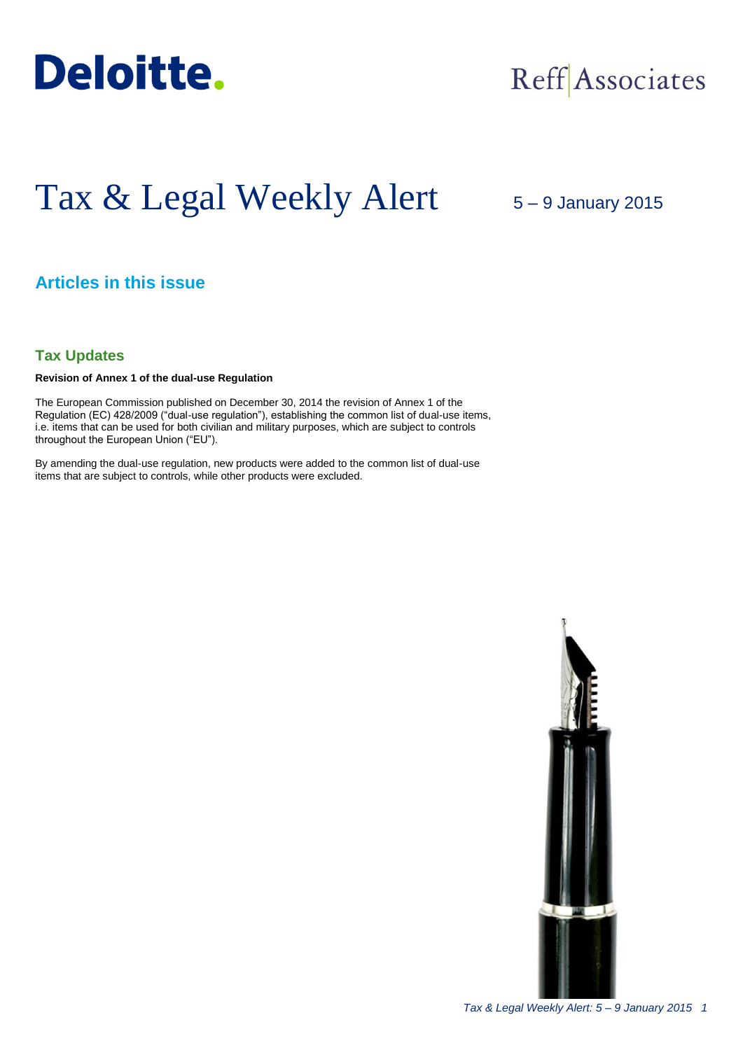Deloitte.

Reff Associates

# Tax & Legal Weekly Alert

5 – 9 January 2015

## Articles in this issue

### Tax Updates

**Revision of Annex 1 of the dual-use Regulation**

The European Commission published on December 30, 2014 the revision of Annex 1 of the Regulation (EC) 428/2009 ("dual-use regulation"), establishing the common list of dual-use items, i.e. items that can be used for both civilian and military purposes, which are subject to controls throughout the European Union ("EU").

By amending the dual-use regulation, new products were added to the common list of dual-use items that are subject to controls, while other products were excluded.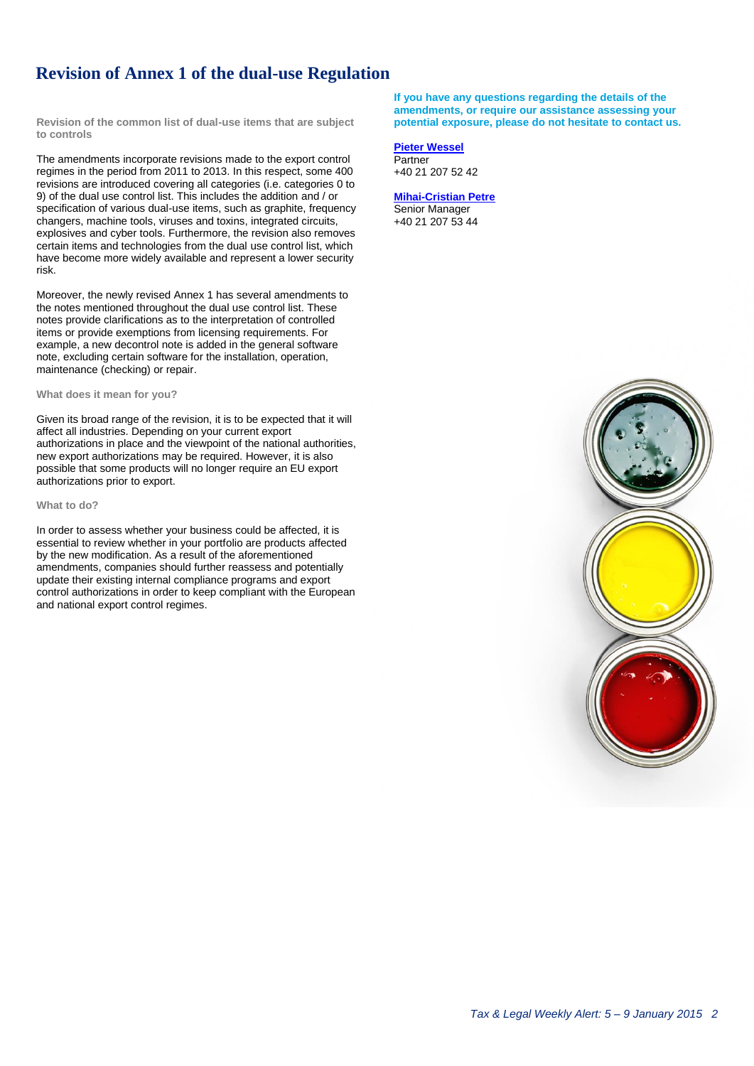# Revision of Annex 1 of the dual-use Regulation

**Revision of the common list of dual-use items that are subject to controls**

The amendments incorporate revisions made to the export control regimes in the period from 2011 to 2013. In this respect, some 400 revisions are introduced covering all categories (i.e. categories 0 to 9) of the dual use control list. This includes the addition and / or specification of various dual-use items, such as graphite, frequency changers, machine tools, viruses and toxins, integrated circuits, explosives and cyber tools. Furthermore, the revision also removes certain items and technologies from the dual use control list, which have become more widely available and represent a lower security risk.

Moreover, the newly revised Annex 1 has several amendments to the notes mentioned throughout the dual use control list. These notes provide clarifications as to the interpretation of controlled items or provide exemptions from licensing requirements. For example, a new decontrol note is added in the general software note, excluding certain software for the installation, operation, maintenance (checking) or repair.

**What does it mean for you?**

Given its broad range of the revision, it is to be expected that it will affect all industries. Depending on your current export authorizations in place and the viewpoint of the national authorities, new export authorizations may be required. However, it is also possible that some products will no longer require an EU export authorizations prior to export.

**What to do?**

In order to assess whether your business could be affected, it is essential to review whether in your portfolio are products affected by the new modification. As a result of the aforementioned amendments, companies should further reassess and potentially update their existing internal compliance programs and export control authorizations in order to keep compliant with the European and national export control regimes.

**If you have any questions regarding the details of the amendments, or require our assistance assessing your potential exposure, please do not hesitate to contact us.**

**Pieter Wessel**
Partner
+40 21 207 52 42

**Mihai-Cristian Petre**
Senior Manager
+40 21 207 53 44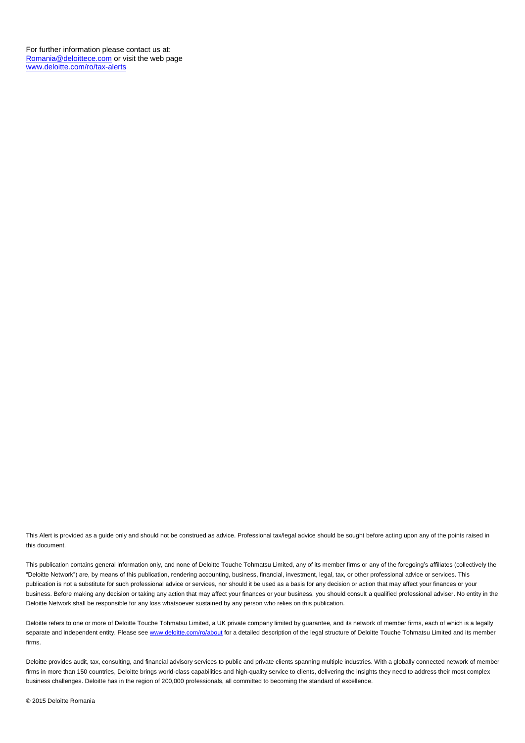For further information please contact us at:
[Romania@deloittece.com](mailto:Romania@deloittece.com) or visit the web page
[www.deloitte.com/ro/tax-alerts](http://www.deloitte.com/ro/tax-alerts)

This Alert is provided as a guide only and should not be construed as advice. Professional tax/legal advice should be sought before acting upon any of the points raised in this document.

This publication contains general information only, and none of Deloitte Touche Tohmatsu Limited, any of its member firms or any of the foregoing's affiliates (collectively the "Deloitte Network") are, by means of this publication, rendering accounting, business, financial, investment, legal, tax, or other professional advice or services. This publication is not a substitute for such professional advice or services, nor should it be used as a basis for any decision or action that may affect your finances or your business. Before making any decision or taking any action that may affect your finances or your business, you should consult a qualified professional adviser. No entity in the Deloitte Network shall be responsible for any loss whatsoever sustained by any person who relies on this publication.

Deloitte refers to one or more of Deloitte Touche Tohmatsu Limited, a UK private company limited by guarantee, and its network of member firms, each of which is a legally separate and independent entity. Please see [www.deloitte.com/ro/about](http://www.deloitte.com/ro/about) for a detailed description of the legal structure of Deloitte Touche Tohmatsu Limited and its member firms.

Deloitte provides audit, tax, consulting, and financial advisory services to public and private clients spanning multiple industries. With a globally connected network of member firms in more than 150 countries, Deloitte brings world-class capabilities and high-quality service to clients, delivering the insights they need to address their most complex business challenges. Deloitte has in the region of 200,000 professionals, all committed to becoming the standard of excellence.

© 2015 Deloitte Romania